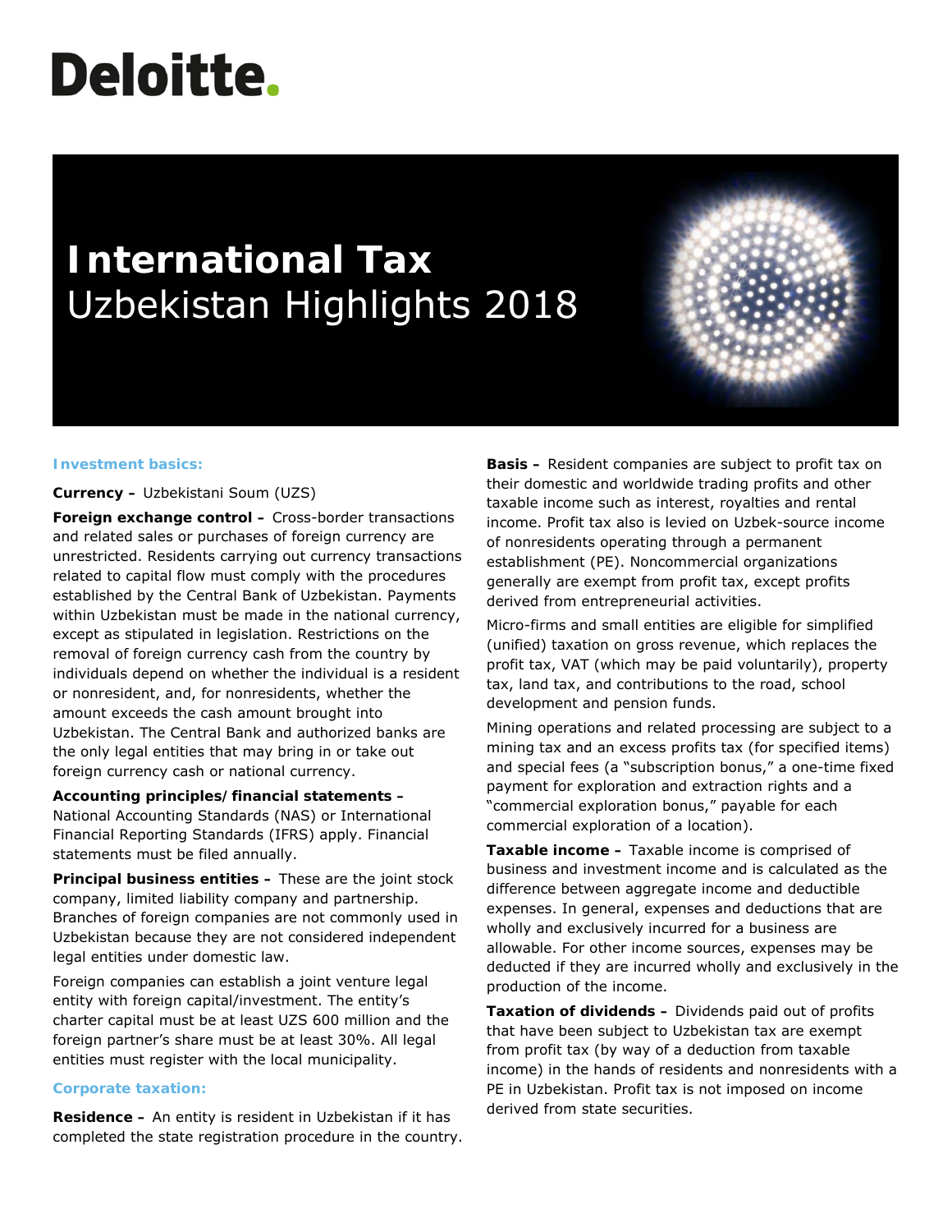Deloitte.

# International Tax
## Uzbekistan Highlights 2018

### Investment basics:

**Currency –** Uzbekistani Soum (UZS)

**Foreign exchange control –** Cross-border transactions and related sales or purchases of foreign currency are unrestricted. Residents carrying out currency transactions related to capital flow must comply with the procedures established by the Central Bank of Uzbekistan. Payments within Uzbekistan must be made in the national currency, except as stipulated in legislation. Restrictions on the removal of foreign currency cash from the country by individuals depend on whether the individual is a resident or nonresident, and, for nonresidents, whether the amount exceeds the cash amount brought into Uzbekistan. The Central Bank and authorized banks are the only legal entities that may bring in or take out foreign currency cash or national currency.

**Accounting principles/financial statements –** National Accounting Standards (NAS) or International Financial Reporting Standards (IFRS) apply. Financial statements must be filed annually.

**Principal business entities –** These are the joint stock company, limited liability company and partnership. Branches of foreign companies are not commonly used in Uzbekistan because they are not considered independent legal entities under domestic law.

Foreign companies can establish a joint venture legal entity with foreign capital/investment. The entity's charter capital must be at least UZS 600 million and the foreign partner's share must be at least 30%. All legal entities must register with the local municipality.

### Corporate taxation:

**Residence –** An entity is resident in Uzbekistan if it has completed the state registration procedure in the country.

**Basis –** Resident companies are subject to profit tax on their domestic and worldwide trading profits and other taxable income such as interest, royalties and rental income. Profit tax also is levied on Uzbek-source income of nonresidents operating through a permanent establishment (PE). Noncommercial organizations generally are exempt from profit tax, except profits derived from entrepreneurial activities.

Micro-firms and small entities are eligible for simplified (unified) taxation on gross revenue, which replaces the profit tax, VAT (which may be paid voluntarily), property tax, land tax, and contributions to the road, school development and pension funds.

Mining operations and related processing are subject to a mining tax and an excess profits tax (for specified items) and special fees (a "subscription bonus," a one-time fixed payment for exploration and extraction rights and a "commercial exploration bonus," payable for each commercial exploration of a location).

**Taxable income –** Taxable income is comprised of business and investment income and is calculated as the difference between aggregate income and deductible expenses. In general, expenses and deductions that are wholly and exclusively incurred for a business are allowable. For other income sources, expenses may be deducted if they are incurred wholly and exclusively in the production of the income.

**Taxation of dividends –** Dividends paid out of profits that have been subject to Uzbekistan tax are exempt from profit tax (by way of a deduction from taxable income) in the hands of residents and nonresidents with a PE in Uzbekistan. Profit tax is not imposed on income derived from state securities.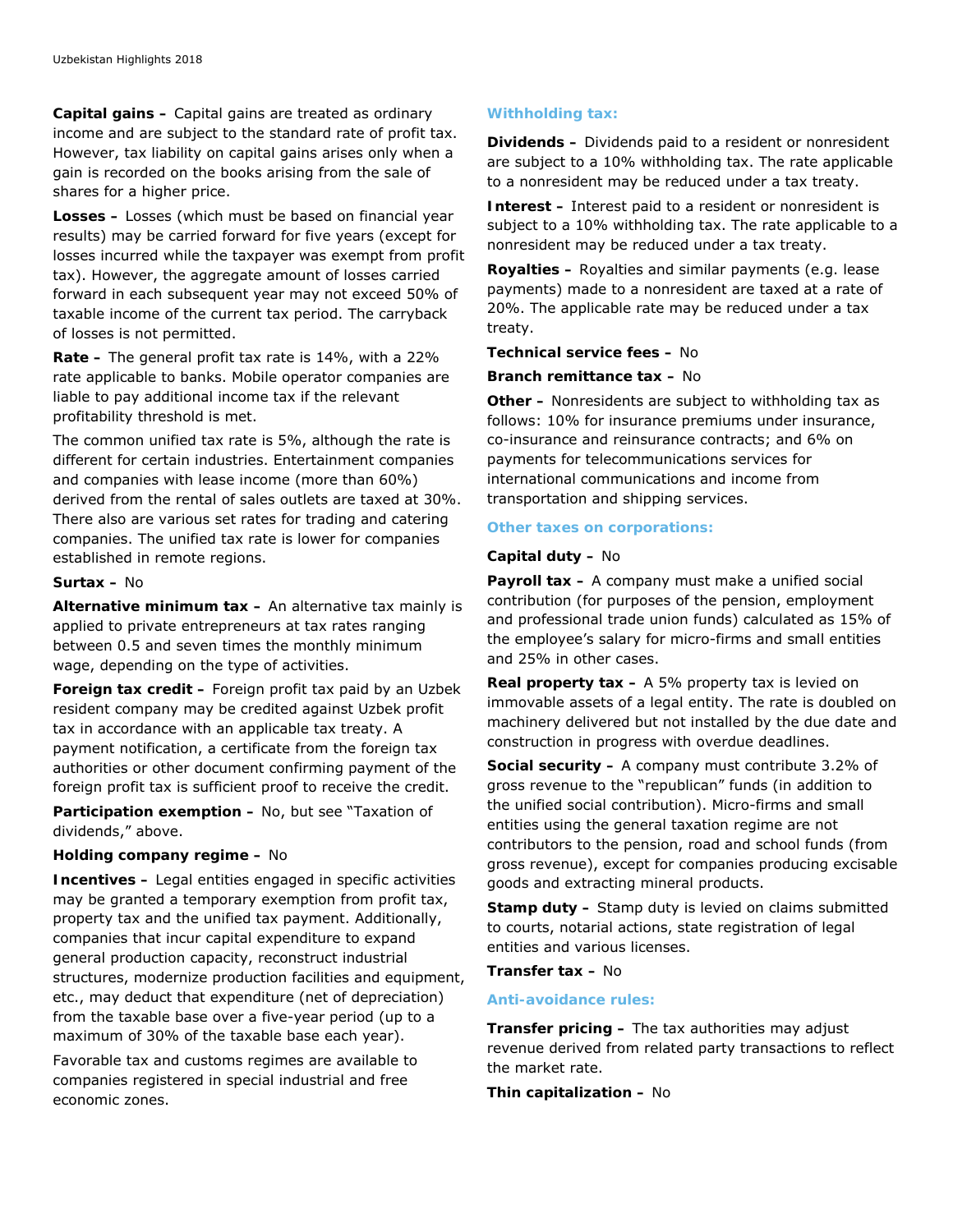**Capital gains –** Capital gains are treated as ordinary income and are subject to the standard rate of profit tax. However, tax liability on capital gains arises only when a gain is recorded on the books arising from the sale of shares for a higher price.

**Losses –** Losses (which must be based on financial year results) may be carried forward for five years (except for losses incurred while the taxpayer was exempt from profit tax). However, the aggregate amount of losses carried forward in each subsequent year may not exceed 50% of taxable income of the current tax period. The carryback of losses is not permitted.

**Rate –** The general profit tax rate is 14%, with a 22% rate applicable to banks. Mobile operator companies are liable to pay additional income tax if the relevant profitability threshold is met.

The common unified tax rate is 5%, although the rate is different for certain industries. Entertainment companies and companies with lease income (more than 60%) derived from the rental of sales outlets are taxed at 30%. There also are various set rates for trading and catering companies. The unified tax rate is lower for companies established in remote regions.

**Surtax –** No

**Alternative minimum tax –** An alternative tax mainly is applied to private entrepreneurs at tax rates ranging between 0.5 and seven times the monthly minimum wage, depending on the type of activities.

**Foreign tax credit –** Foreign profit tax paid by an Uzbek resident company may be credited against Uzbek profit tax in accordance with an applicable tax treaty. A payment notification, a certificate from the foreign tax authorities or other document confirming payment of the foreign profit tax is sufficient proof to receive the credit.

**Participation exemption –** No, but see "Taxation of dividends," above.

**Holding company regime –** No

**Incentives –** Legal entities engaged in specific activities may be granted a temporary exemption from profit tax, property tax and the unified tax payment. Additionally, companies that incur capital expenditure to expand general production capacity, reconstruct industrial structures, modernize production facilities and equipment, etc., may deduct that expenditure (net of depreciation) from the taxable base over a five-year period (up to a maximum of 30% of the taxable base each year).

Favorable tax and customs regimes are available to companies registered in special industrial and free economic zones.

### Withholding tax:

**Dividends –** Dividends paid to a resident or nonresident are subject to a 10% withholding tax. The rate applicable to a nonresident may be reduced under a tax treaty.

**Interest –** Interest paid to a resident or nonresident is subject to a 10% withholding tax. The rate applicable to a nonresident may be reduced under a tax treaty.

**Royalties –** Royalties and similar payments (e.g. lease payments) made to a nonresident are taxed at a rate of 20%. The applicable rate may be reduced under a tax treaty.

**Technical service fees –** No

**Branch remittance tax –** No

**Other –** Nonresidents are subject to withholding tax as follows: 10% for insurance premiums under insurance, co-insurance and reinsurance contracts; and 6% on payments for telecommunications services for international communications and income from transportation and shipping services.

### Other taxes on corporations:

**Capital duty –** No

**Payroll tax –** A company must make a unified social contribution (for purposes of the pension, employment and professional trade union funds) calculated as 15% of the employee's salary for micro-firms and small entities and 25% in other cases.

**Real property tax –** A 5% property tax is levied on immovable assets of a legal entity. The rate is doubled on machinery delivered but not installed by the due date and construction in progress with overdue deadlines.

**Social security –** A company must contribute 3.2% of gross revenue to the "republican" funds (in addition to the unified social contribution). Micro-firms and small entities using the general taxation regime are not contributors to the pension, road and school funds (from gross revenue), except for companies producing excisable goods and extracting mineral products.

**Stamp duty –** Stamp duty is levied on claims submitted to courts, notarial actions, state registration of legal entities and various licenses.

**Transfer tax –** No

### Anti-avoidance rules:

**Transfer pricing –** The tax authorities may adjust revenue derived from related party transactions to reflect the market rate.

**Thin capitalization –** No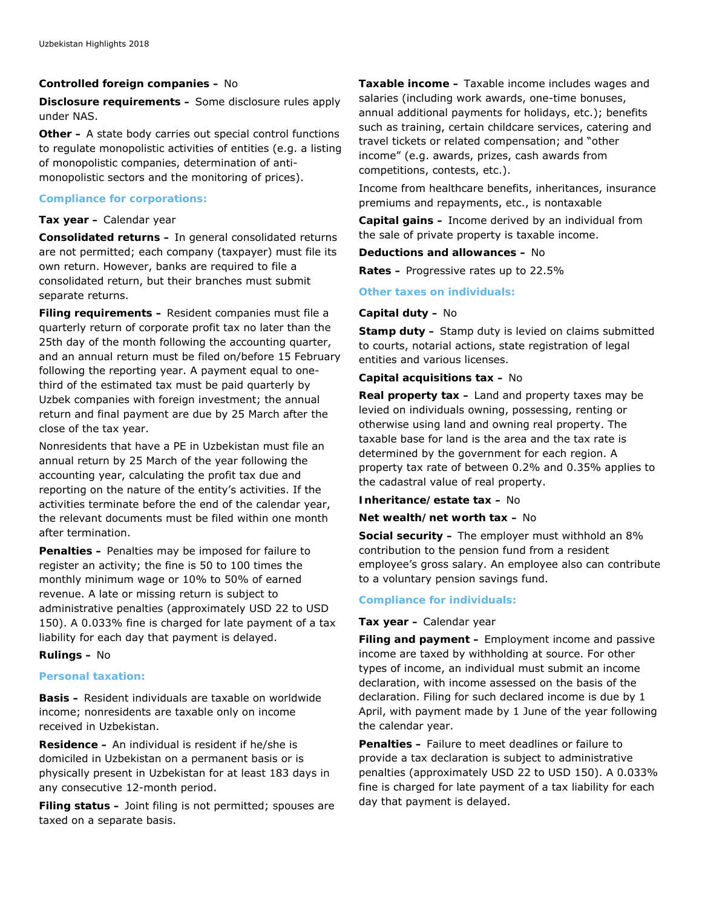**Controlled foreign companies –** No

**Disclosure requirements –** Some disclosure rules apply under NAS.

**Other –** A state body carries out special control functions to regulate monopolistic activities of entities (e.g. a listing of monopolistic companies, determination of anti-monopolistic sectors and the monitoring of prices).

### Compliance for corporations:

**Tax year –** Calendar year

**Consolidated returns –** In general consolidated returns are not permitted; each company (taxpayer) must file its own return. However, banks are required to file a consolidated return, but their branches must submit separate returns.

**Filing requirements –** Resident companies must file a quarterly return of corporate profit tax no later than the 25th day of the month following the accounting quarter, and an annual return must be filed on/before 15 February following the reporting year. A payment equal to one-third of the estimated tax must be paid quarterly by Uzbek companies with foreign investment; the annual return and final payment are due by 25 March after the close of the tax year.

Nonresidents that have a PE in Uzbekistan must file an annual return by 25 March of the year following the accounting year, calculating the profit tax due and reporting on the nature of the entity's activities. If the activities terminate before the end of the calendar year, the relevant documents must be filed within one month after termination.

**Penalties –** Penalties may be imposed for failure to register an activity; the fine is 50 to 100 times the monthly minimum wage or 10% to 50% of earned revenue. A late or missing return is subject to administrative penalties (approximately USD 22 to USD 150). A 0.033% fine is charged for late payment of a tax liability for each day that payment is delayed.

**Rulings –** No

### Personal taxation:

**Basis –** Resident individuals are taxable on worldwide income; nonresidents are taxable only on income received in Uzbekistan.

**Residence –** An individual is resident if he/she is domiciled in Uzbekistan on a permanent basis or is physically present in Uzbekistan for at least 183 days in any consecutive 12-month period.

**Filing status –** Joint filing is not permitted; spouses are taxed on a separate basis.

**Taxable income –** Taxable income includes wages and salaries (including work awards, one-time bonuses, annual additional payments for holidays, etc.); benefits such as training, certain childcare services, catering and travel tickets or related compensation; and "other income" (e.g. awards, prizes, cash awards from competitions, contests, etc.).

Income from healthcare benefits, inheritances, insurance premiums and repayments, etc., is nontaxable

**Capital gains –** Income derived by an individual from the sale of private property is taxable income.

**Deductions and allowances –** No

**Rates –** Progressive rates up to 22.5%

### Other taxes on individuals:

**Capital duty –** No

**Stamp duty –** Stamp duty is levied on claims submitted to courts, notarial actions, state registration of legal entities and various licenses.

**Capital acquisitions tax –** No

**Real property tax –** Land and property taxes may be levied on individuals owning, possessing, renting or otherwise using land and owning real property. The taxable base for land is the area and the tax rate is determined by the government for each region. A property tax rate of between 0.2% and 0.35% applies to the cadastral value of real property.

**Inheritance/estate tax –** No

**Net wealth/net worth tax –** No

**Social security –** The employer must withhold an 8% contribution to the pension fund from a resident employee's gross salary. An employee also can contribute to a voluntary pension savings fund.

### Compliance for individuals:

**Tax year –** Calendar year

**Filing and payment –** Employment income and passive income are taxed by withholding at source. For other types of income, an individual must submit an income declaration, with income assessed on the basis of the declaration. Filing for such declared income is due by 1 April, with payment made by 1 June of the year following the calendar year.

**Penalties –** Failure to meet deadlines or failure to provide a tax declaration is subject to administrative penalties (approximately USD 22 to USD 150). A 0.033% fine is charged for late payment of a tax liability for each day that payment is delayed.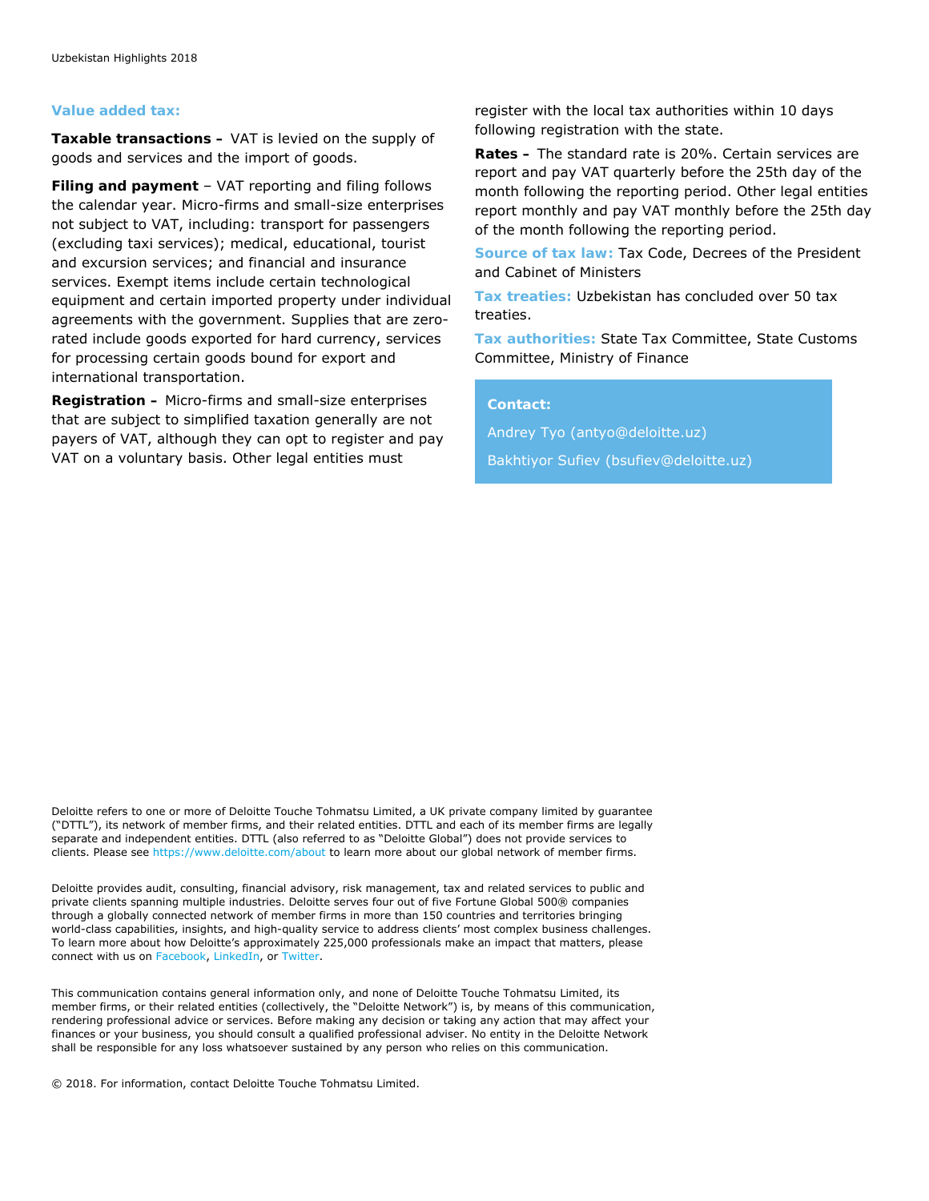## Value added tax:

**Taxable transactions –** VAT is levied on the supply of goods and services and the import of goods.

**Filing and payment** – VAT reporting and filing follows the calendar year. Micro-firms and small-size enterprises not subject to VAT, including: transport for passengers (excluding taxi services); medical, educational, tourist and excursion services; and financial and insurance services. Exempt items include certain technological equipment and certain imported property under individual agreements with the government. Supplies that are zero-rated include goods exported for hard currency, services for processing certain goods bound for export and international transportation.

**Registration –** Micro-firms and small-size enterprises that are subject to simplified taxation generally are not payers of VAT, although they can opt to register and pay VAT on a voluntary basis. Other legal entities must register with the local tax authorities within 10 days following registration with the state.

**Rates –** The standard rate is 20%. Certain services are report and pay VAT quarterly before the 25th day of the month following the reporting period. Other legal entities report monthly and pay VAT monthly before the 25th day of the month following the reporting period.

**Source of tax law:** Tax Code, Decrees of the President and Cabinet of Ministers

**Tax treaties:** Uzbekistan has concluded over 50 tax treaties.

**Tax authorities:** State Tax Committee, State Customs Committee, Ministry of Finance

**Contact:**

Andrey Tyo (antyo@deloitte.uz)

Bakhtiyor Sufiev (bsufiev@deloitte.uz)

Deloitte refers to one or more of Deloitte Touche Tohmatsu Limited, a UK private company limited by guarantee ("DTTL"), its network of member firms, and their related entities. DTTL and each of its member firms are legally separate and independent entities. DTTL (also referred to as "Deloitte Global") does not provide services to clients. Please see https://www.deloitte.com/about to learn more about our global network of member firms.

Deloitte provides audit, consulting, financial advisory, risk management, tax and related services to public and private clients spanning multiple industries. Deloitte serves four out of five Fortune Global 500® companies through a globally connected network of member firms in more than 150 countries and territories bringing world-class capabilities, insights, and high-quality service to address clients' most complex business challenges. To learn more about how Deloitte's approximately 225,000 professionals make an impact that matters, please connect with us on Facebook, LinkedIn, or Twitter.

This communication contains general information only, and none of Deloitte Touche Tohmatsu Limited, its member firms, or their related entities (collectively, the "Deloitte Network") is, by means of this communication, rendering professional advice or services. Before making any decision or taking any action that may affect your finances or your business, you should consult a qualified professional adviser. No entity in the Deloitte Network shall be responsible for any loss whatsoever sustained by any person who relies on this communication.

© 2018. For information, contact Deloitte Touche Tohmatsu Limited.